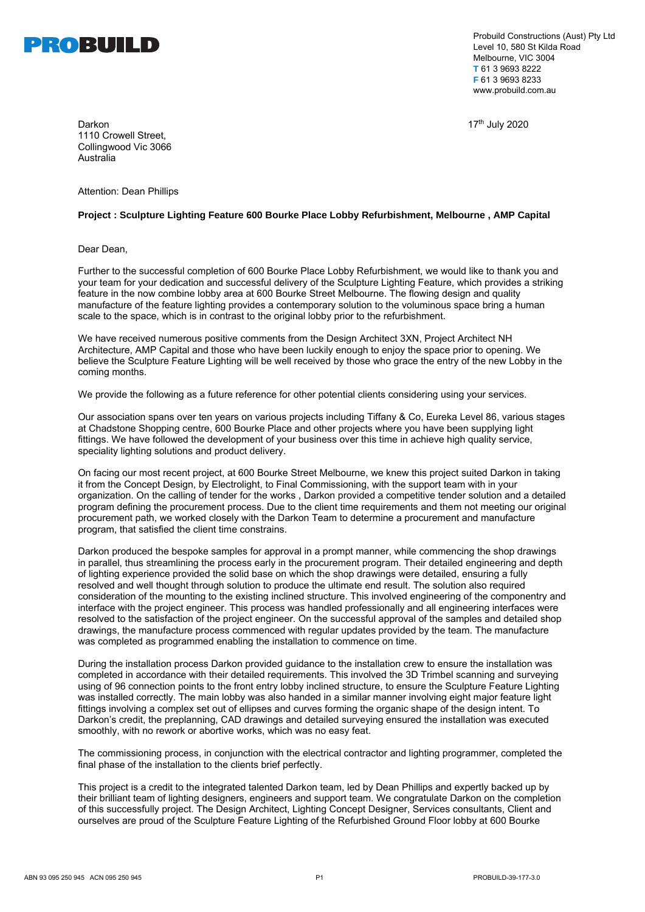**PROBUILD**

Probuild Constructions (Aust) Pty Ltd
Level 10, 580 St Kilda Road
Melbourne, VIC 3004
**T** 61 3 9693 8222
**F** 61 3 9693 8233
www.probuild.com.au

Darkon
1110 Crowell Street,
Collingwood Vic 3066
Australia

17th July 2020

Attention: Dean Phillips

**Project : Sculpture Lighting Feature 600 Bourke Place Lobby Refurbishment, Melbourne , AMP Capital**

Dear Dean,

Further to the successful completion of 600 Bourke Place Lobby Refurbishment, we would like to thank you and your team for your dedication and successful delivery of the Sculpture Lighting Feature, which provides a striking feature in the now combine lobby area at 600 Bourke Street Melbourne. The flowing design and quality manufacture of the feature lighting provides a contemporary solution to the voluminous space bring a human scale to the space, which is in contrast to the original lobby prior to the refurbishment.

We have received numerous positive comments from the Design Architect 3XN, Project Architect NH Architecture, AMP Capital and those who have been luckily enough to enjoy the space prior to opening. We believe the Sculpture Feature Lighting will be well received by those who grace the entry of the new Lobby in the coming months.

We provide the following as a future reference for other potential clients considering using your services.

Our association spans over ten years on various projects including Tiffany & Co, Eureka Level 86, various stages at Chadstone Shopping centre, 600 Bourke Place and other projects where you have been supplying light fittings. We have followed the development of your business over this time in achieve high quality service, speciality lighting solutions and product delivery.

On facing our most recent project, at 600 Bourke Street Melbourne, we knew this project suited Darkon in taking it from the Concept Design, by Electrolight, to Final Commissioning, with the support team with in your organization. On the calling of tender for the works , Darkon provided a competitive tender solution and a detailed program defining the procurement process. Due to the client time requirements and them not meeting our original procurement path, we worked closely with the Darkon Team to determine a procurement and manufacture program, that satisfied the client time constrains.

Darkon produced the bespoke samples for approval in a prompt manner, while commencing the shop drawings in parallel, thus streamlining the process early in the procurement program. Their detailed engineering and depth of lighting experience provided the solid base on which the shop drawings were detailed, ensuring a fully resolved and well thought through solution to produce the ultimate end result. The solution also required consideration of the mounting to the existing inclined structure. This involved engineering of the componentry and interface with the project engineer. This process was handled professionally and all engineering interfaces were resolved to the satisfaction of the project engineer. On the successful approval of the samples and detailed shop drawings, the manufacture process commenced with regular updates provided by the team. The manufacture was completed as programmed enabling the installation to commence on time.

During the installation process Darkon provided guidance to the installation crew to ensure the installation was completed in accordance with their detailed requirements. This involved the 3D Trimbel scanning and surveying using of 96 connection points to the front entry lobby inclined structure, to ensure the Sculpture Feature Lighting was installed correctly. The main lobby was also handed in a similar manner involving eight major feature light fittings involving a complex set out of ellipses and curves forming the organic shape of the design intent. To Darkon's credit, the preplanning, CAD drawings and detailed surveying ensured the installation was executed smoothly, with no rework or abortive works, which was no easy feat.

The commissioning process, in conjunction with the electrical contractor and lighting programmer, completed the final phase of the installation to the clients brief perfectly.

This project is a credit to the integrated talented Darkon team, led by Dean Phillips and expertly backed up by their brilliant team of lighting designers, engineers and support team. We congratulate Darkon on the completion of this successfully project. The Design Architect, Lighting Concept Designer, Services consultants, Client and ourselves are proud of the Sculpture Feature Lighting of the Refurbished Ground Floor lobby at 600 Bourke

ABN 93 095 250 945 ACN 095 250 945 PROBUILD-39-177-3.0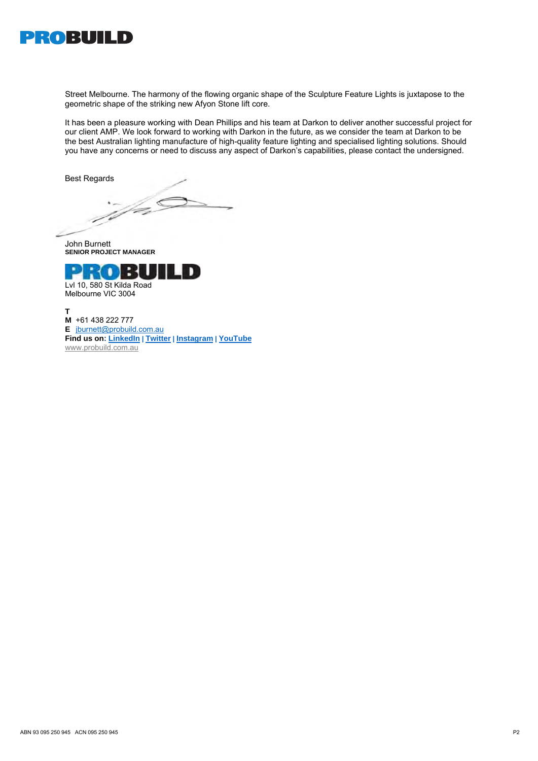Street Melbourne. The harmony of the flowing organic shape of the Sculpture Feature Lights is juxtapose to the geometric shape of the striking new Afyon Stone lift core.

It has been a pleasure working with Dean Phillips and his team at Darkon to deliver another successful project for our client AMP. We look forward to working with Darkon in the future, as we consider the team at Darkon to be the best Australian lighting manufacture of high-quality feature lighting and specialised lighting solutions. Should you have any concerns or need to discuss any aspect of Darkon's capabilities, please contact the undersigned.

Best Regards

John Burnett
**SENIOR PROJECT MANAGER**

**PROBUILD**
Lvl 10, 580 St Kilda Road
Melbourne VIC 3004

**T**
**M** +61 438 222 777
**E** jburnett@probuild.com.au
**Find us on:** **LinkedIn** | **Twitter** | **Instagram** | **YouTube**
www.probuild.com.au

ABN 93 095 250 945 ACN 095 250 945